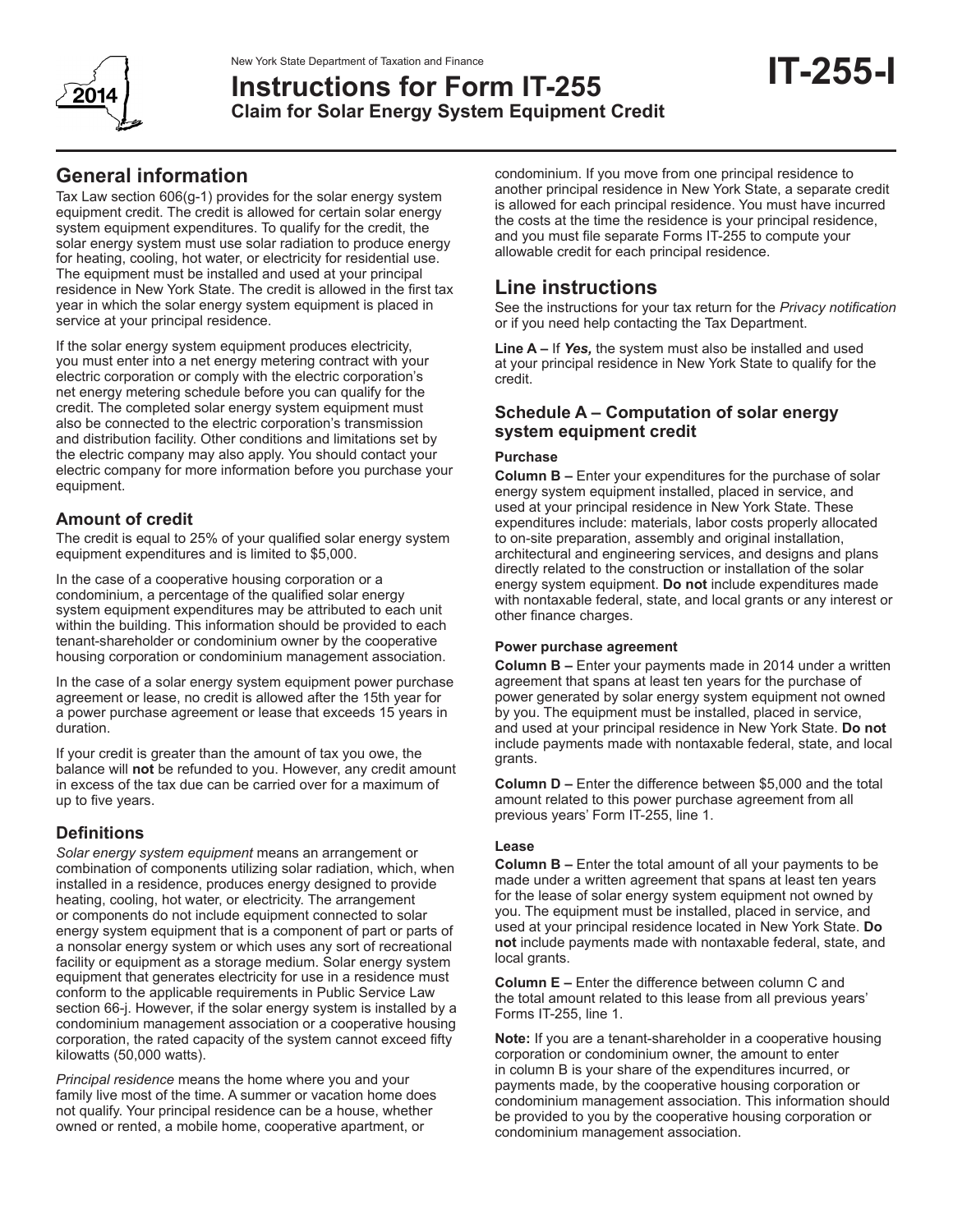New York State Department of Taxation and Finance

# Instructions for Form IT-255
## Claim for Solar Energy System Equipment Credit

**IT-255-I**

2014

## General information

Tax Law section 606(g-1) provides for the solar energy system equipment credit. The credit is allowed for certain solar energy system equipment expenditures. To qualify for the credit, the solar energy system must use solar radiation to produce energy for heating, cooling, hot water, or electricity for residential use. The equipment must be installed and used at your principal residence in New York State. The credit is allowed in the first tax year in which the solar energy system equipment is placed in service at your principal residence.

If the solar energy system equipment produces electricity, you must enter into a net energy metering contract with your electric corporation or comply with the electric corporation's net energy metering schedule before you can qualify for the credit. The completed solar energy system equipment must also be connected to the electric corporation's transmission and distribution facility. Other conditions and limitations set by the electric company may also apply. You should contact your electric company for more information before you purchase your equipment.

### Amount of credit

The credit is equal to 25% of your qualified solar energy system equipment expenditures and is limited to $5,000.

In the case of a cooperative housing corporation or a condominium, a percentage of the qualified solar energy system equipment expenditures may be attributed to each unit within the building. This information should be provided to each tenant-shareholder or condominium owner by the cooperative housing corporation or condominium management association.

In the case of a solar energy system equipment power purchase agreement or lease, no credit is allowed after the 15th year for a power purchase agreement or lease that exceeds 15 years in duration.

If your credit is greater than the amount of tax you owe, the balance will **not** be refunded to you. However, any credit amount in excess of the tax due can be carried over for a maximum of up to five years.

### Definitions

*Solar energy system equipment* means an arrangement or combination of components utilizing solar radiation, which, when installed in a residence, produces energy designed to provide heating, cooling, hot water, or electricity. The arrangement or components do not include equipment connected to solar energy system equipment that is a component of part or parts of a nonsolar energy system or which uses any sort of recreational facility or equipment as a storage medium. Solar energy system equipment that generates electricity for use in a residence must conform to the applicable requirements in Public Service Law section 66-j. However, if the solar energy system is installed by a condominium management association or a cooperative housing corporation, the rated capacity of the system cannot exceed fifty kilowatts (50,000 watts).

*Principal residence* means the home where you and your family live most of the time. A summer or vacation home does not qualify. Your principal residence can be a house, whether owned or rented, a mobile home, cooperative apartment, or condominium. If you move from one principal residence to another principal residence in New York State, a separate credit is allowed for each principal residence. You must have incurred the costs at the time the residence is your principal residence, and you must file separate Forms IT-255 to compute your allowable credit for each principal residence.

## Line instructions

See the instructions for your tax return for the *Privacy notification* or if you need help contacting the Tax Department.

**Line A –** If ***Yes,*** the system must also be installed and used at your principal residence in New York State to qualify for the credit.

### Schedule A – Computation of solar energy system equipment credit

#### Purchase

**Column B –** Enter your expenditures for the purchase of solar energy system equipment installed, placed in service, and used at your principal residence in New York State. These expenditures include: materials, labor costs properly allocated to on-site preparation, assembly and original installation, architectural and engineering services, and designs and plans directly related to the construction or installation of the solar energy system equipment. **Do not** include expenditures made with nontaxable federal, state, and local grants or any interest or other finance charges.

#### Power purchase agreement

**Column B –** Enter your payments made in 2014 under a written agreement that spans at least ten years for the purchase of power generated by solar energy system equipment not owned by you. The equipment must be installed, placed in service, and used at your principal residence in New York State. **Do not** include payments made with nontaxable federal, state, and local grants.

**Column D –** Enter the difference between $5,000 and the total amount related to this power purchase agreement from all previous years' Form IT-255, line 1.

#### Lease

**Column B –** Enter the total amount of all your payments to be made under a written agreement that spans at least ten years for the lease of solar energy system equipment not owned by you. The equipment must be installed, placed in service, and used at your principal residence located in New York State. **Do not** include payments made with nontaxable federal, state, and local grants.

**Column E –** Enter the difference between column C and the total amount related to this lease from all previous years' Forms IT-255, line 1.

**Note:** If you are a tenant-shareholder in a cooperative housing corporation or condominium owner, the amount to enter in column B is your share of the expenditures incurred, or payments made, by the cooperative housing corporation or condominium management association. This information should be provided to you by the cooperative housing corporation or condominium management association.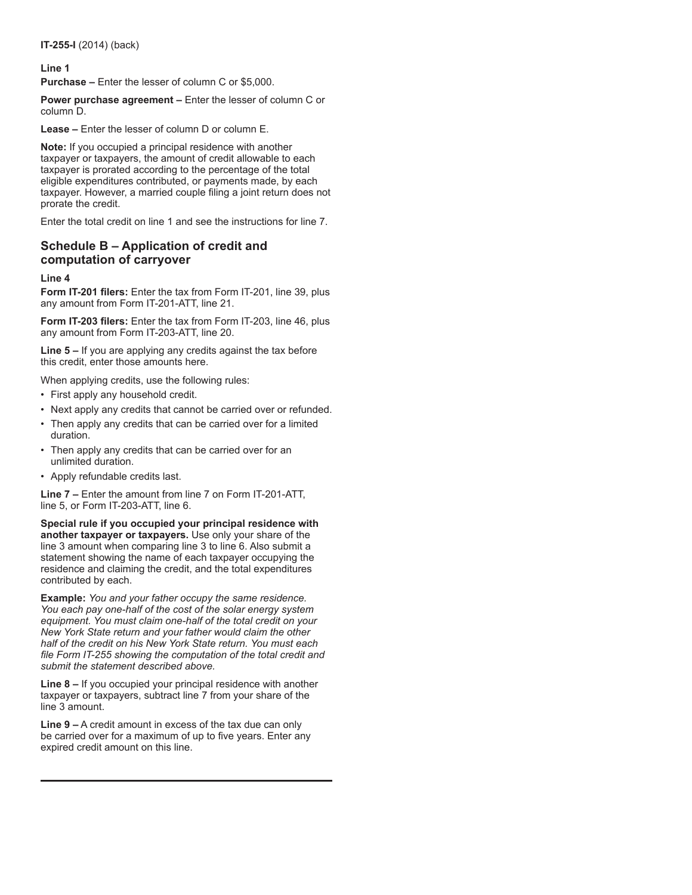### Line 1

**Purchase –** Enter the lesser of column C or $5,000.

**Power purchase agreement –** Enter the lesser of column C or column D.

**Lease –** Enter the lesser of column D or column E.

**Note:** If you occupied a principal residence with another taxpayer or taxpayers, the amount of credit allowable to each taxpayer is prorated according to the percentage of the total eligible expenditures contributed, or payments made, by each taxpayer. However, a married couple filing a joint return does not prorate the credit.

Enter the total credit on line 1 and see the instructions for line 7.

## Schedule B – Application of credit and computation of carryover

### Line 4

**Form IT-201 filers:** Enter the tax from Form IT-201, line 39, plus any amount from Form IT-201-ATT, line 21.

**Form IT-203 filers:** Enter the tax from Form IT-203, line 46, plus any amount from Form IT-203-ATT, line 20.

**Line 5 –** If you are applying any credits against the tax before this credit, enter those amounts here.

When applying credits, use the following rules:

- First apply any household credit.
- Next apply any credits that cannot be carried over or refunded.
- Then apply any credits that can be carried over for a limited duration.
- Then apply any credits that can be carried over for an unlimited duration.
- Apply refundable credits last.

**Line 7 –** Enter the amount from line 7 on Form IT-201-ATT, line 5, or Form IT-203-ATT, line 6.

**Special rule if you occupied your principal residence with another taxpayer or taxpayers.** Use only your share of the line 3 amount when comparing line 3 to line 6. Also submit a statement showing the name of each taxpayer occupying the residence and claiming the credit, and the total expenditures contributed by each.

**Example:** *You and your father occupy the same residence. You each pay one-half of the cost of the solar energy system equipment. You must claim one-half of the total credit on your New York State return and your father would claim the other half of the credit on his New York State return. You must each file Form IT-255 showing the computation of the total credit and submit the statement described above.*

**Line 8 –** If you occupied your principal residence with another taxpayer or taxpayers, subtract line 7 from your share of the line 3 amount.

**Line 9 –** A credit amount in excess of the tax due can only be carried over for a maximum of up to five years. Enter any expired credit amount on this line.